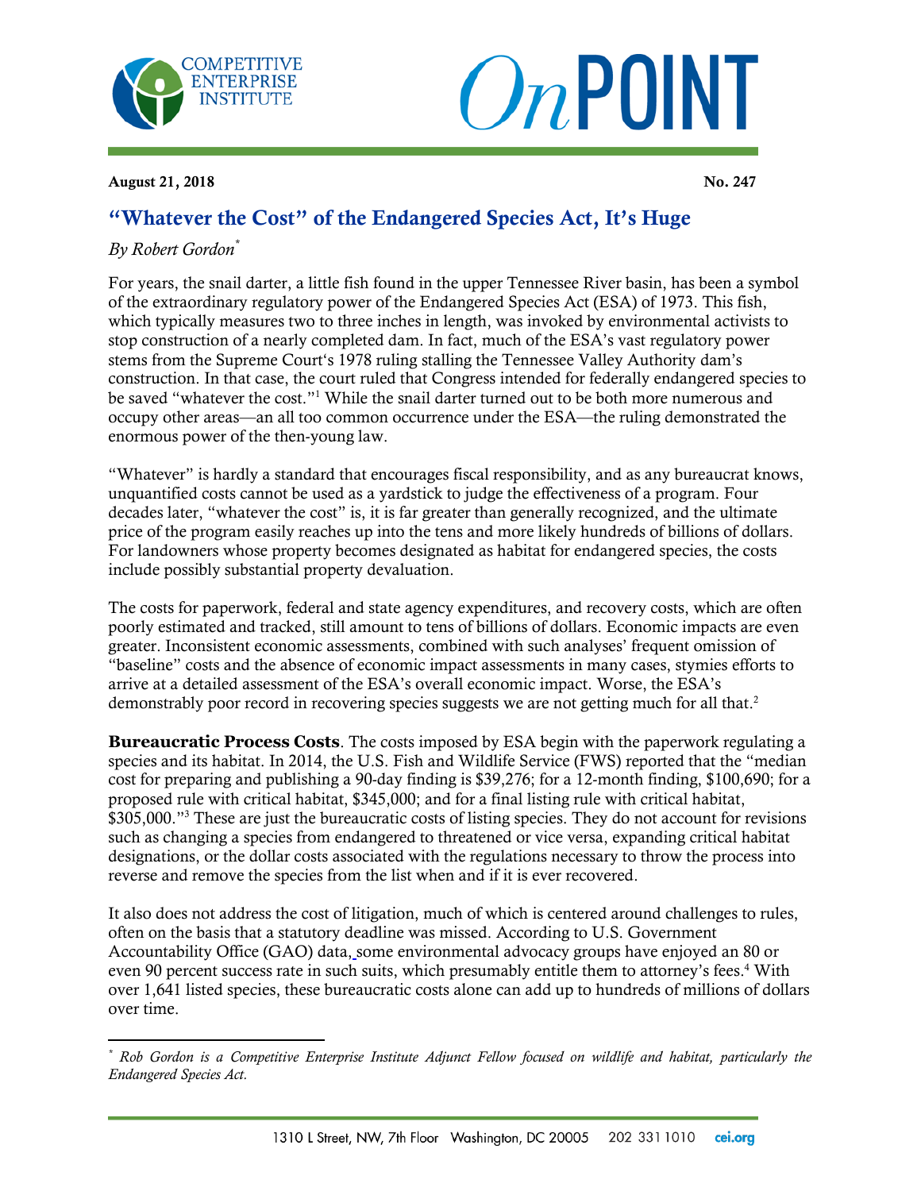COMPETITIVE ENTERPRISE INSTITUTE

*On*POINT

**August 21, 2018** **No. 247**

# "Whatever the Cost" of the Endangered Species Act, It's Huge

*By Robert Gordon[*]*

For years, the snail darter, a little fish found in the upper Tennessee River basin, has been a symbol of the extraordinary regulatory power of the Endangered Species Act (ESA) of 1973. This fish, which typically measures two to three inches in length, was invoked by environmental activists to stop construction of a nearly completed dam. In fact, much of the ESA's vast regulatory power stems from the Supreme Court's 1978 ruling stalling the Tennessee Valley Authority dam's construction. In that case, the court ruled that Congress intended for federally endangered species to be saved "whatever the cost."[1] While the snail darter turned out to be both more numerous and occupy other areas—an all too common occurrence under the ESA—the ruling demonstrated the enormous power of the then-young law.

"Whatever" is hardly a standard that encourages fiscal responsibility, and as any bureaucrat knows, unquantified costs cannot be used as a yardstick to judge the effectiveness of a program. Four decades later, "whatever the cost" is, it is far greater than generally recognized, and the ultimate price of the program easily reaches up into the tens and more likely hundreds of billions of dollars. For landowners whose property becomes designated as habitat for endangered species, the costs include possibly substantial property devaluation.

The costs for paperwork, federal and state agency expenditures, and recovery costs, which are often poorly estimated and tracked, still amount to tens of billions of dollars. Economic impacts are even greater. Inconsistent economic assessments, combined with such analyses' frequent omission of "baseline" costs and the absence of economic impact assessments in many cases, stymies efforts to arrive at a detailed assessment of the ESA's overall economic impact. Worse, the ESA's demonstrably poor record in recovering species suggests we are not getting much for all that.[2]

**Bureaucratic Process Costs**. The costs imposed by ESA begin with the paperwork regulating a species and its habitat. In 2014, the U.S. Fish and Wildlife Service (FWS) reported that the "median cost for preparing and publishing a 90-day finding is $39,276; for a 12-month finding, $100,690; for a proposed rule with critical habitat, $345,000; and for a final listing rule with critical habitat, $305,000."[3] These are just the bureaucratic costs of listing species. They do not account for revisions such as changing a species from endangered to threatened or vice versa, expanding critical habitat designations, or the dollar costs associated with the regulations necessary to throw the process into reverse and remove the species from the list when and if it is ever recovered.

It also does not address the cost of litigation, much of which is centered around challenges to rules, often on the basis that a statutory deadline was missed. According to U.S. Government Accountability Office (GAO) data, some environmental advocacy groups have enjoyed an 80 or even 90 percent success rate in such suits, which presumably entitle them to attorney's fees.[4] With over 1,641 listed species, these bureaucratic costs alone can add up to hundreds of millions of dollars over time.

---

[*] *Rob Gordon is a Competitive Enterprise Institute Adjunct Fellow focused on wildlife and habitat, particularly the Endangered Species Act.*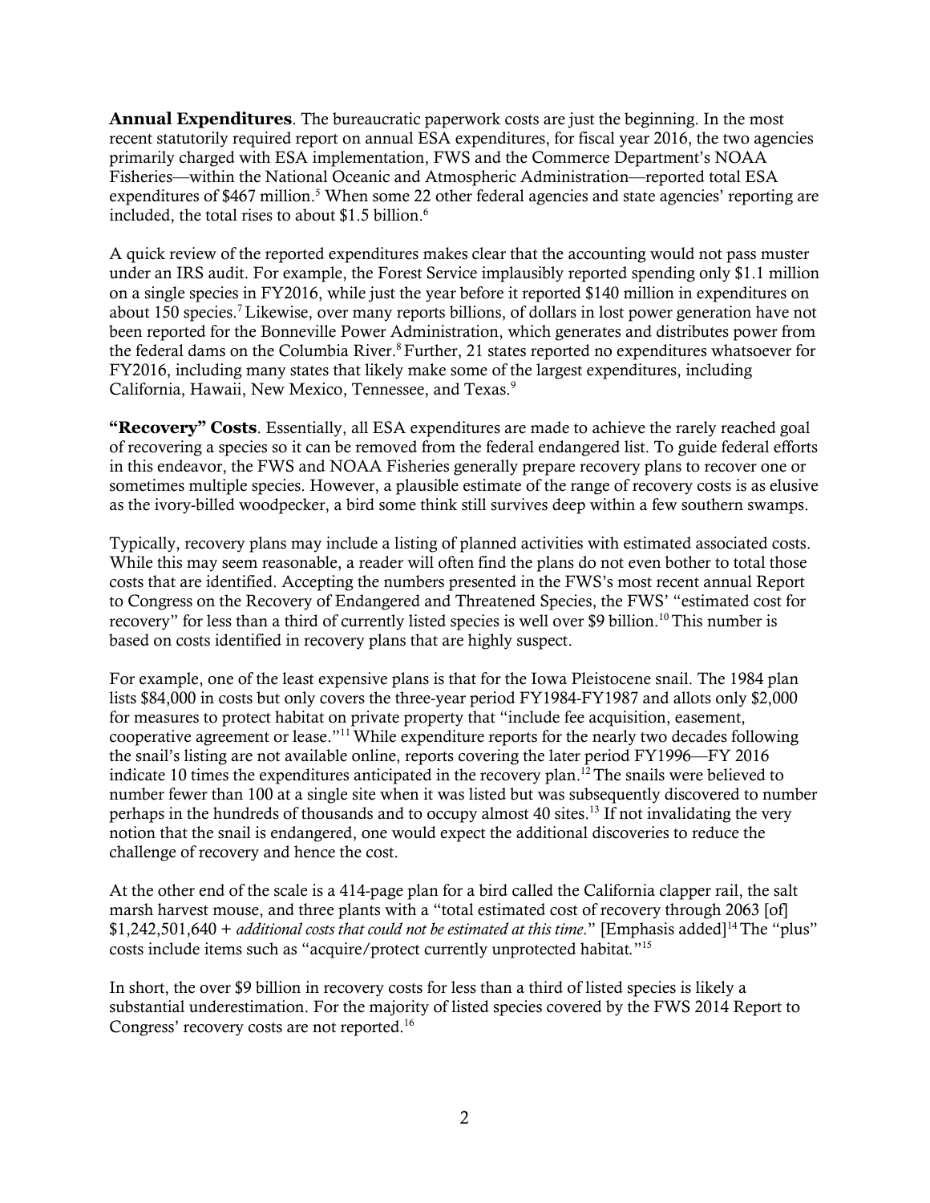**Annual Expenditures**. The bureaucratic paperwork costs are just the beginning. In the most recent statutorily required report on annual ESA expenditures, for fiscal year 2016, the two agencies primarily charged with ESA implementation, FWS and the Commerce Department's NOAA Fisheries—within the National Oceanic and Atmospheric Administration—reported total ESA expenditures of $467 million.[5] When some 22 other federal agencies and state agencies' reporting are included, the total rises to about $1.5 billion.[6]

A quick review of the reported expenditures makes clear that the accounting would not pass muster under an IRS audit. For example, the Forest Service implausibly reported spending only $1.1 million on a single species in FY2016, while just the year before it reported $140 million in expenditures on about 150 species.[7] Likewise, over many reports billions, of dollars in lost power generation have not been reported for the Bonneville Power Administration, which generates and distributes power from the federal dams on the Columbia River.[8] Further, 21 states reported no expenditures whatsoever for FY2016, including many states that likely make some of the largest expenditures, including California, Hawaii, New Mexico, Tennessee, and Texas.[9]

**"Recovery" Costs**. Essentially, all ESA expenditures are made to achieve the rarely reached goal of recovering a species so it can be removed from the federal endangered list. To guide federal efforts in this endeavor, the FWS and NOAA Fisheries generally prepare recovery plans to recover one or sometimes multiple species. However, a plausible estimate of the range of recovery costs is as elusive as the ivory-billed woodpecker, a bird some think still survives deep within a few southern swamps.

Typically, recovery plans may include a listing of planned activities with estimated associated costs. While this may seem reasonable, a reader will often find the plans do not even bother to total those costs that are identified. Accepting the numbers presented in the FWS's most recent annual Report to Congress on the Recovery of Endangered and Threatened Species, the FWS' "estimated cost for recovery" for less than a third of currently listed species is well over $9 billion.[10] This number is based on costs identified in recovery plans that are highly suspect.

For example, one of the least expensive plans is that for the Iowa Pleistocene snail. The 1984 plan lists $84,000 in costs but only covers the three-year period FY1984-FY1987 and allots only $2,000 for measures to protect habitat on private property that "include fee acquisition, easement, cooperative agreement or lease."[11] While expenditure reports for the nearly two decades following the snail's listing are not available online, reports covering the later period FY1996—FY 2016 indicate 10 times the expenditures anticipated in the recovery plan.[12] The snails were believed to number fewer than 100 at a single site when it was listed but was subsequently discovered to number perhaps in the hundreds of thousands and to occupy almost 40 sites.[13] If not invalidating the very notion that the snail is endangered, one would expect the additional discoveries to reduce the challenge of recovery and hence the cost.

At the other end of the scale is a 414-page plan for a bird called the California clapper rail, the salt marsh harvest mouse, and three plants with a "total estimated cost of recovery through 2063 [of] $1,242,501,640 + *additional costs that could not be estimated at this time*." [Emphasis added][14] The "plus" costs include items such as "acquire/protect currently unprotected habitat."[15]

In short, the over $9 billion in recovery costs for less than a third of listed species is likely a substantial underestimation. For the majority of listed species covered by the FWS 2014 Report to Congress' recovery costs are not reported.[16]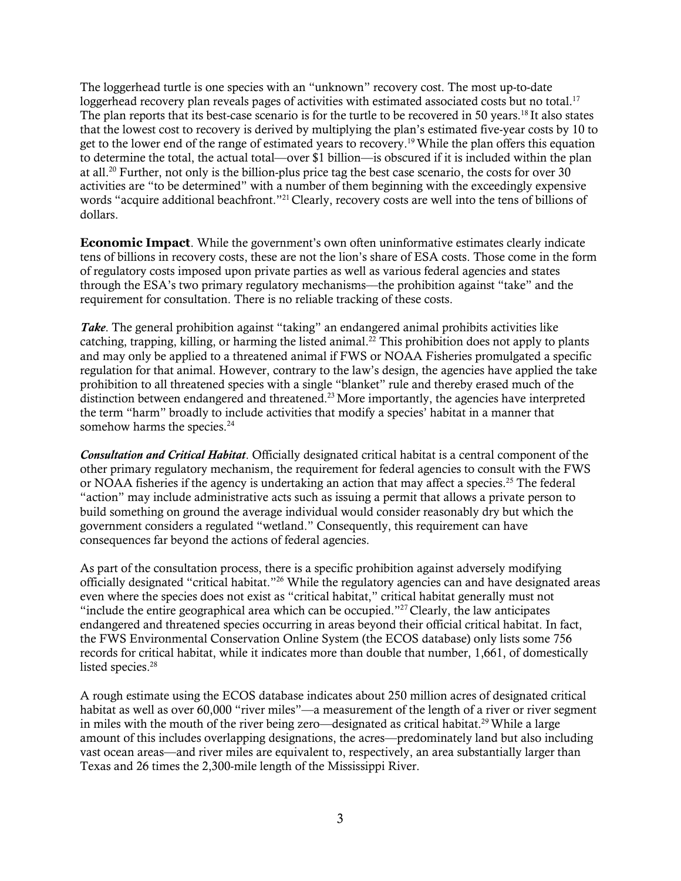The loggerhead turtle is one species with an "unknown" recovery cost. The most up-to-date loggerhead recovery plan reveals pages of activities with estimated associated costs but no total.[17] The plan reports that its best-case scenario is for the turtle to be recovered in 50 years.[18] It also states that the lowest cost to recovery is derived by multiplying the plan's estimated five-year costs by 10 to get to the lower end of the range of estimated years to recovery.[19] While the plan offers this equation to determine the total, the actual total—over $1 billion—is obscured if it is included within the plan at all.[20] Further, not only is the billion-plus price tag the best case scenario, the costs for over 30 activities are "to be determined" with a number of them beginning with the exceedingly expensive words "acquire additional beachfront."[21] Clearly, recovery costs are well into the tens of billions of dollars.

**Economic Impact**. While the government's own often uninformative estimates clearly indicate tens of billions in recovery costs, these are not the lion's share of ESA costs. Those come in the form of regulatory costs imposed upon private parties as well as various federal agencies and states through the ESA's two primary regulatory mechanisms—the prohibition against "take" and the requirement for consultation. There is no reliable tracking of these costs.

***Take***. The general prohibition against "taking" an endangered animal prohibits activities like catching, trapping, killing, or harming the listed animal.[22] This prohibition does not apply to plants and may only be applied to a threatened animal if FWS or NOAA Fisheries promulgated a specific regulation for that animal. However, contrary to the law's design, the agencies have applied the take prohibition to all threatened species with a single "blanket" rule and thereby erased much of the distinction between endangered and threatened.[23] More importantly, the agencies have interpreted the term "harm" broadly to include activities that modify a species' habitat in a manner that somehow harms the species.[24]

***Consultation and Critical Habitat***. Officially designated critical habitat is a central component of the other primary regulatory mechanism, the requirement for federal agencies to consult with the FWS or NOAA fisheries if the agency is undertaking an action that may affect a species.[25] The federal "action" may include administrative acts such as issuing a permit that allows a private person to build something on ground the average individual would consider reasonably dry but which the government considers a regulated "wetland." Consequently, this requirement can have consequences far beyond the actions of federal agencies.

As part of the consultation process, there is a specific prohibition against adversely modifying officially designated "critical habitat."[26] While the regulatory agencies can and have designated areas even where the species does not exist as "critical habitat," critical habitat generally must not "include the entire geographical area which can be occupied."[27] Clearly, the law anticipates endangered and threatened species occurring in areas beyond their official critical habitat. In fact, the FWS Environmental Conservation Online System (the ECOS database) only lists some 756 records for critical habitat, while it indicates more than double that number, 1,661, of domestically listed species.[28]

A rough estimate using the ECOS database indicates about 250 million acres of designated critical habitat as well as over 60,000 "river miles"—a measurement of the length of a river or river segment in miles with the mouth of the river being zero—designated as critical habitat.[29] While a large amount of this includes overlapping designations, the acres—predominately land but also including vast ocean areas—and river miles are equivalent to, respectively, an area substantially larger than Texas and 26 times the 2,300-mile length of the Mississippi River.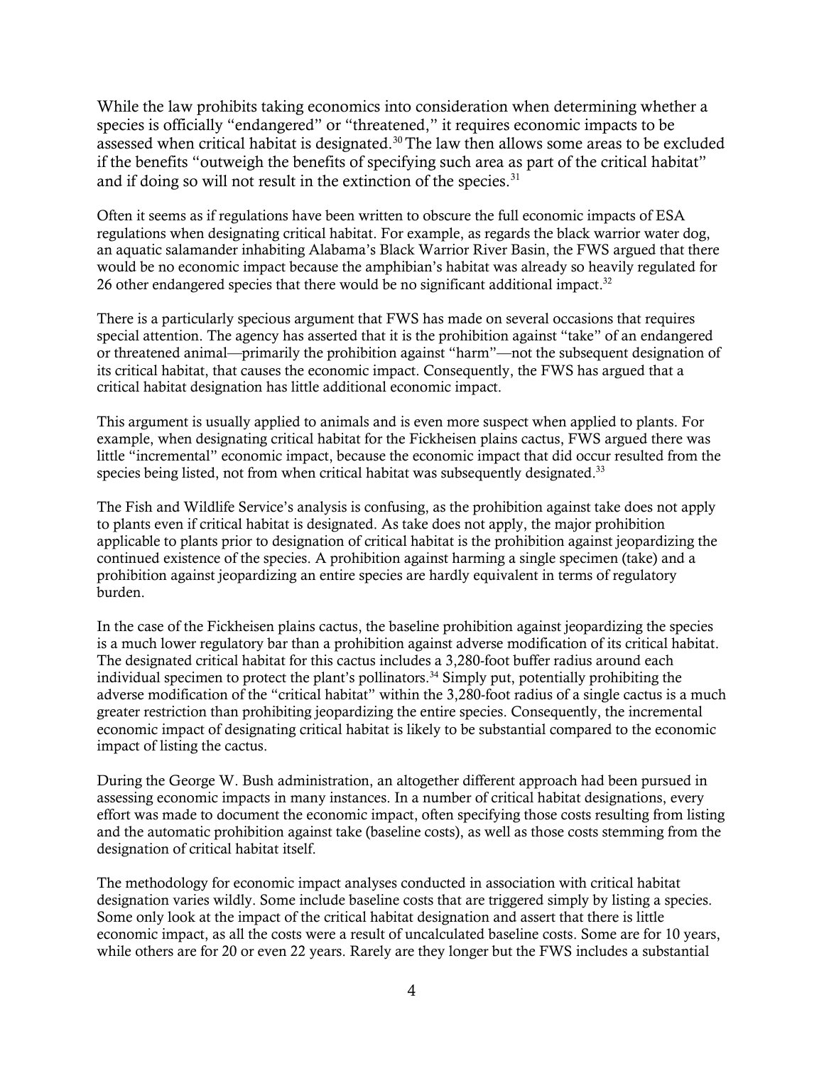While the law prohibits taking economics into consideration when determining whether a species is officially "endangered" or "threatened," it requires economic impacts to be assessed when critical habitat is designated.[30] The law then allows some areas to be excluded if the benefits "outweigh the benefits of specifying such area as part of the critical habitat" and if doing so will not result in the extinction of the species.[31]

Often it seems as if regulations have been written to obscure the full economic impacts of ESA regulations when designating critical habitat. For example, as regards the black warrior water dog, an aquatic salamander inhabiting Alabama's Black Warrior River Basin, the FWS argued that there would be no economic impact because the amphibian's habitat was already so heavily regulated for 26 other endangered species that there would be no significant additional impact.[32]

There is a particularly specious argument that FWS has made on several occasions that requires special attention. The agency has asserted that it is the prohibition against "take" of an endangered or threatened animal—primarily the prohibition against "harm"—not the subsequent designation of its critical habitat, that causes the economic impact. Consequently, the FWS has argued that a critical habitat designation has little additional economic impact.

This argument is usually applied to animals and is even more suspect when applied to plants. For example, when designating critical habitat for the Fickheisen plains cactus, FWS argued there was little "incremental" economic impact, because the economic impact that did occur resulted from the species being listed, not from when critical habitat was subsequently designated.[33]

The Fish and Wildlife Service's analysis is confusing, as the prohibition against take does not apply to plants even if critical habitat is designated. As take does not apply, the major prohibition applicable to plants prior to designation of critical habitat is the prohibition against jeopardizing the continued existence of the species. A prohibition against harming a single specimen (take) and a prohibition against jeopardizing an entire species are hardly equivalent in terms of regulatory burden.

In the case of the Fickheisen plains cactus, the baseline prohibition against jeopardizing the species is a much lower regulatory bar than a prohibition against adverse modification of its critical habitat. The designated critical habitat for this cactus includes a 3,280-foot buffer radius around each individual specimen to protect the plant's pollinators.[34] Simply put, potentially prohibiting the adverse modification of the "critical habitat" within the 3,280-foot radius of a single cactus is a much greater restriction than prohibiting jeopardizing the entire species. Consequently, the incremental economic impact of designating critical habitat is likely to be substantial compared to the economic impact of listing the cactus.

During the George W. Bush administration, an altogether different approach had been pursued in assessing economic impacts in many instances. In a number of critical habitat designations, every effort was made to document the economic impact, often specifying those costs resulting from listing and the automatic prohibition against take (baseline costs), as well as those costs stemming from the designation of critical habitat itself.

The methodology for economic impact analyses conducted in association with critical habitat designation varies wildly. Some include baseline costs that are triggered simply by listing a species. Some only look at the impact of the critical habitat designation and assert that there is little economic impact, as all the costs were a result of uncalculated baseline costs. Some are for 10 years, while others are for 20 or even 22 years. Rarely are they longer but the FWS includes a substantial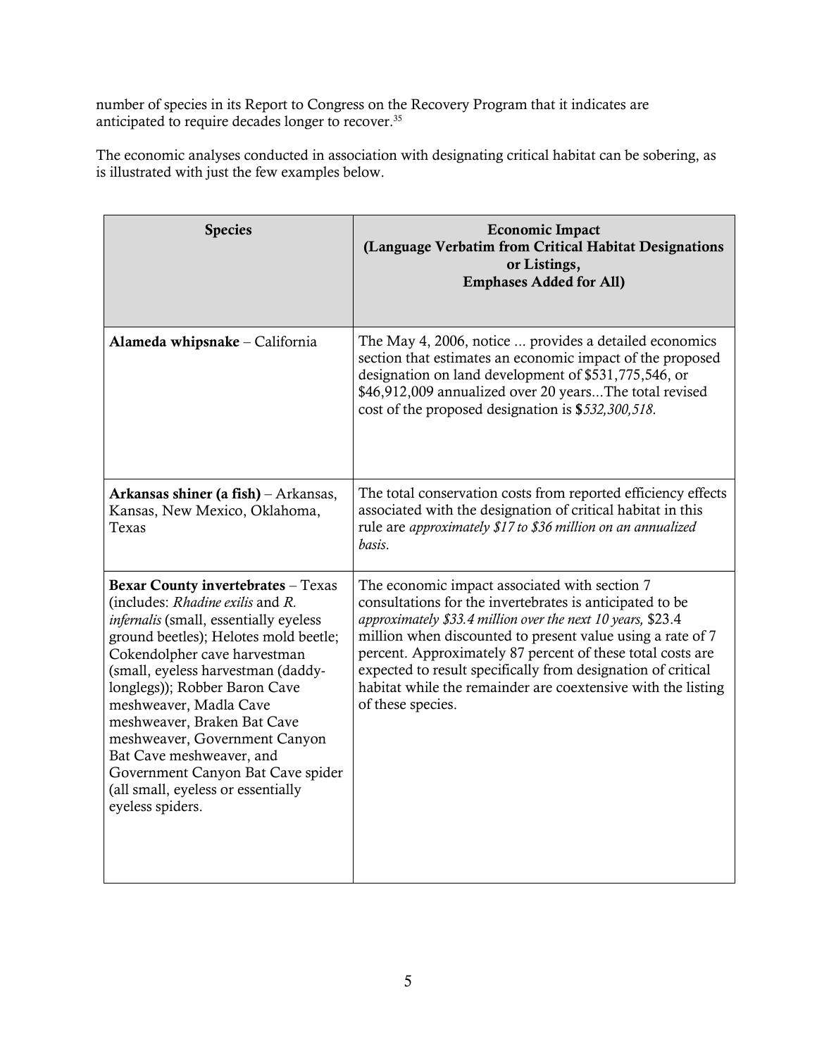number of species in its Report to Congress on the Recovery Program that it indicates are anticipated to require decades longer to recover.[35]

The economic analyses conducted in association with designating critical habitat can be sobering, as is illustrated with just the few examples below.

| Species | Economic Impact (Language Verbatim from Critical Habitat Designations or Listings, Emphases Added for All) |
|---|---|
| **Alameda whipsnake** – California | The May 4, 2006, notice ... provides a detailed economics section that estimates an economic impact of the proposed designation on land development of $531,775,546, or $46,912,009 annualized over 20 years...The total revised cost of the proposed designation is **$***532,300,518*. |
| **Arkansas shiner (a fish)** – Arkansas, Kansas, New Mexico, Oklahoma, Texas | The total conservation costs from reported efficiency effects associated with the designation of critical habitat in this rule are *approximately $17 to $36 million on an annualized basis*. |
| **Bexar County invertebrates** – Texas (includes: *Rhadine exilis* and *R. infernalis* (small, essentially eyeless ground beetles); Helotes mold beetle; Cokendolpher cave harvestman (small, eyeless harvestman (daddy-longlegs)); Robber Baron Cave meshweaver, Madla Cave meshweaver, Braken Bat Cave meshweaver, Government Canyon Bat Cave meshweaver, and Government Canyon Bat Cave spider (all small, eyeless or essentially eyeless spiders. | The economic impact associated with section 7 consultations for the invertebrates is anticipated to be *approximately $33.4 million over the next 10 years,* $23.4 million when discounted to present value using a rate of 7 percent. Approximately 87 percent of these total costs are expected to result specifically from designation of critical habitat while the remainder are coextensive with the listing of these species. |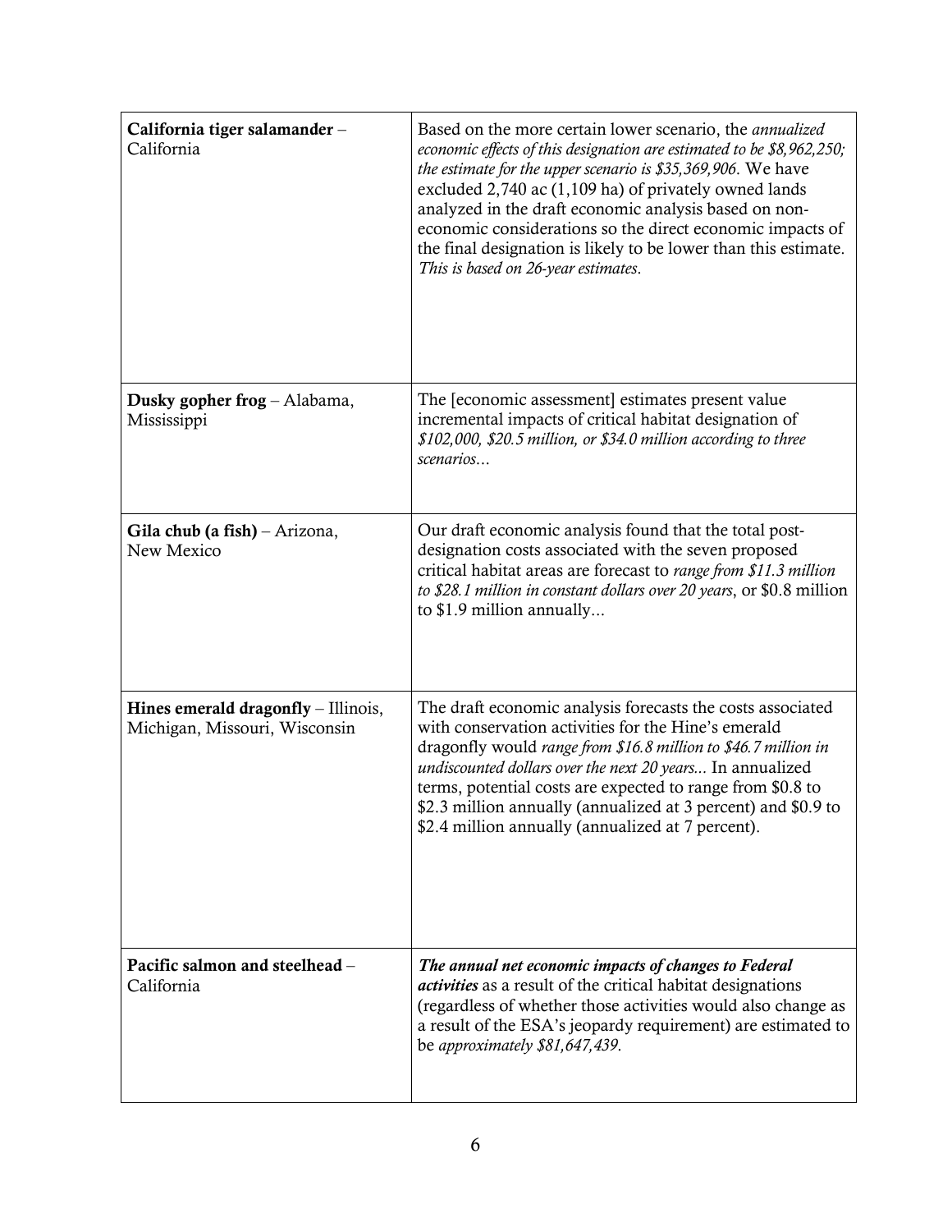| | |
|---|---|
| **California tiger salamander** – California | Based on the more certain lower scenario, the *annualized economic effects of this designation are estimated to be $8,962,250; the estimate for the upper scenario is $35,369,906*. We have excluded 2,740 ac (1,109 ha) of privately owned lands analyzed in the draft economic analysis based on non-economic considerations so the direct economic impacts of the final designation is likely to be lower than this estimate. *This is based on 26-year estimates*. |
| **Dusky gopher frog** – Alabama, Mississippi | The [economic assessment] estimates present value incremental impacts of critical habitat designation of *$102,000, $20.5 million, or $34.0 million according to three scenarios…* |
| **Gila chub (a fish)** – Arizona, New Mexico | Our draft economic analysis found that the total post-designation costs associated with the seven proposed critical habitat areas are forecast to *range from $11.3 million to $28.1 million in constant dollars over 20 years*, or $0.8 million to $1.9 million annually... |
| **Hines emerald dragonfly** – Illinois, Michigan, Missouri, Wisconsin | The draft economic analysis forecasts the costs associated with conservation activities for the Hine's emerald dragonfly would *range from $16.8 million to $46.7 million in undiscounted dollars over the next 20 years...* In annualized terms, potential costs are expected to range from $0.8 to $2.3 million annually (annualized at 3 percent) and $0.9 to $2.4 million annually (annualized at 7 percent). |
| **Pacific salmon and steelhead** – California | ***The annual net economic impacts of changes to Federal activities*** as a result of the critical habitat designations (regardless of whether those activities would also change as a result of the ESA's jeopardy requirement) are estimated to be *approximately $81,647,439*. |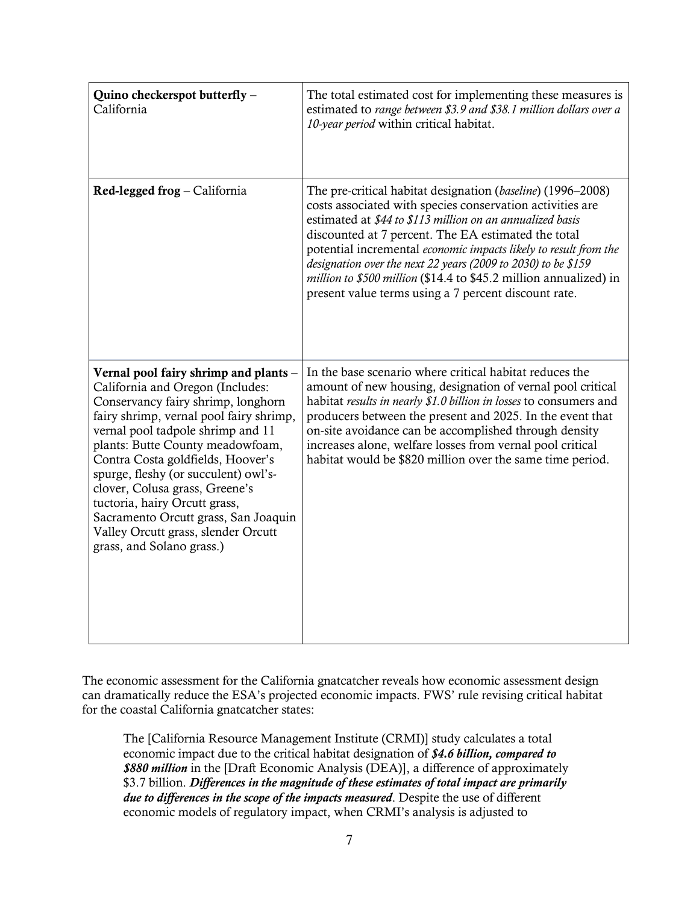| | |
|---|---|
| **Quino checkerspot butterfly** – California | The total estimated cost for implementing these measures is estimated to *range between $3.9 and $38.1 million dollars over a 10-year period* within critical habitat. |
| **Red-legged frog** – California | The pre-critical habitat designation (*baseline*) (1996–2008) costs associated with species conservation activities are estimated at *$44 to $113 million on an annualized basis* discounted at 7 percent. The EA estimated the total potential incremental *economic impacts likely to result from the designation over the next 22 years (2009 to 2030) to be $159 million to $500 million* ($14.4 to $45.2 million annualized) in present value terms using a 7 percent discount rate. |
| **Vernal pool fairy shrimp and plants** – California and Oregon (Includes: Conservancy fairy shrimp, longhorn fairy shrimp, vernal pool fairy shrimp, vernal pool tadpole shrimp and 11 plants: Butte County meadowfoam, Contra Costa goldfields, Hoover's spurge, fleshy (or succulent) owl's-clover, Colusa grass, Greene's tuctoria, hairy Orcutt grass, Sacramento Orcutt grass, San Joaquin Valley Orcutt grass, slender Orcutt grass, and Solano grass.) | In the base scenario where critical habitat reduces the amount of new housing, designation of vernal pool critical habitat *results in nearly $1.0 billion in losses* to consumers and producers between the present and 2025. In the event that on-site avoidance can be accomplished through density increases alone, welfare losses from vernal pool critical habitat would be $820 million over the same time period. |

The economic assessment for the California gnatcatcher reveals how economic assessment design can dramatically reduce the ESA's projected economic impacts. FWS' rule revising critical habitat for the coastal California gnatcatcher states:

> The [California Resource Management Institute (CRMI)] study calculates a total economic impact due to the critical habitat designation of ***$4.6 billion, compared to $880 million*** in the [Draft Economic Analysis (DEA)], a difference of approximately $3.7 billion. ***Differences in the magnitude of these estimates of total impact are primarily due to differences in the scope of the impacts measured***. Despite the use of different economic models of regulatory impact, when CRMI's analysis is adjusted to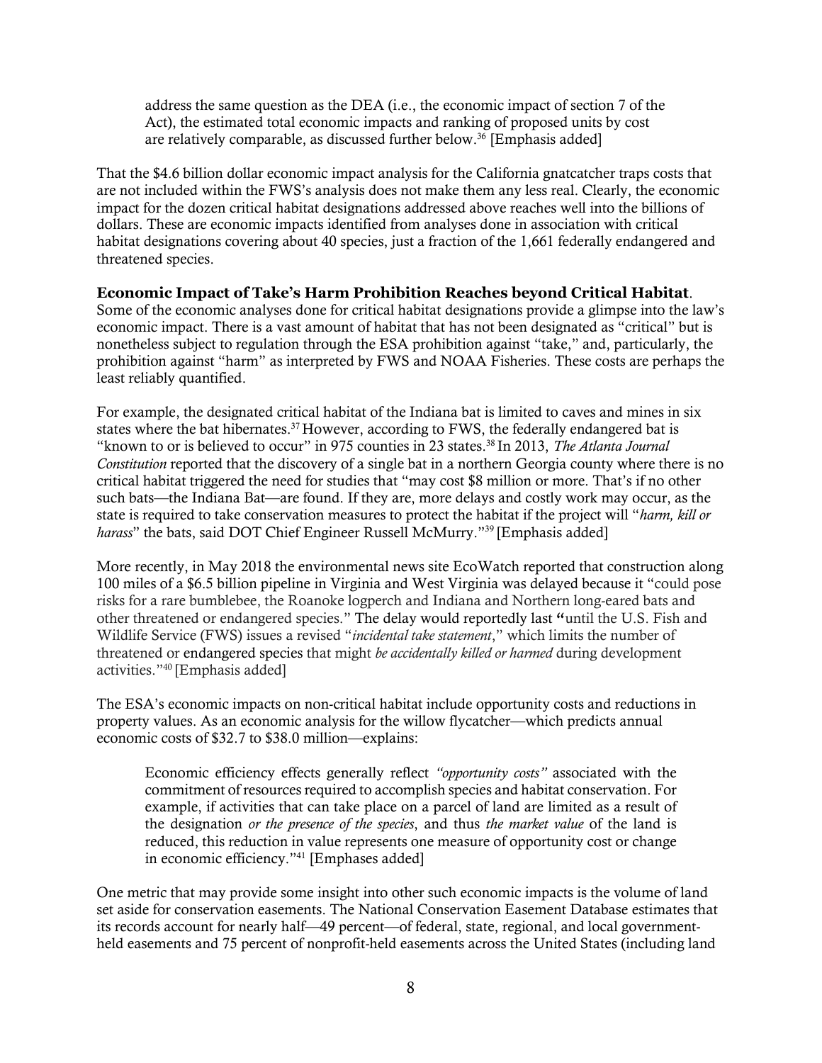> address the same question as the DEA (i.e., the economic impact of section 7 of the Act), the estimated total economic impacts and ranking of proposed units by cost are relatively comparable, as discussed further below.[36] [Emphasis added]

That the $4.6 billion dollar economic impact analysis for the California gnatcatcher traps costs that are not included within the FWS's analysis does not make them any less real. Clearly, the economic impact for the dozen critical habitat designations addressed above reaches well into the billions of dollars. These are economic impacts identified from analyses done in association with critical habitat designations covering about 40 species, just a fraction of the 1,661 federally endangered and threatened species.

**Economic Impact of Take's Harm Prohibition Reaches beyond Critical Habitat**. Some of the economic analyses done for critical habitat designations provide a glimpse into the law's economic impact. There is a vast amount of habitat that has not been designated as "critical" but is nonetheless subject to regulation through the ESA prohibition against "take," and, particularly, the prohibition against "harm" as interpreted by FWS and NOAA Fisheries. These costs are perhaps the least reliably quantified.

For example, the designated critical habitat of the Indiana bat is limited to caves and mines in six states where the bat hibernates.[37] However, according to FWS, the federally endangered bat is "known to or is believed to occur" in 975 counties in 23 states.[38] In 2013, *The Atlanta Journal Constitution* reported that the discovery of a single bat in a northern Georgia county where there is no critical habitat triggered the need for studies that "may cost $8 million or more. That's if no other such bats—the Indiana Bat—are found. If they are, more delays and costly work may occur, as the state is required to take conservation measures to protect the habitat if the project will "*harm, kill or harass*" the bats, said DOT Chief Engineer Russell McMurry."[39] [Emphasis added]

More recently, in May 2018 the environmental news site EcoWatch reported that construction along 100 miles of a $6.5 billion pipeline in Virginia and West Virginia was delayed because it "could pose risks for a rare bumblebee, the Roanoke logperch and Indiana and Northern long-eared bats and other threatened or endangered species." The delay would reportedly last "until the U.S. Fish and Wildlife Service (FWS) issues a revised "*incidental take statement*," which limits the number of threatened or endangered species that might *be accidentally killed or harmed* during development activities."[40] [Emphasis added]

The ESA's economic impacts on non-critical habitat include opportunity costs and reductions in property values. As an economic analysis for the willow flycatcher—which predicts annual economic costs of $32.7 to $38.0 million—explains:

> Economic efficiency effects generally reflect *"opportunity costs"* associated with the commitment of resources required to accomplish species and habitat conservation. For example, if activities that can take place on a parcel of land are limited as a result of the designation *or the presence of the species*, and thus *the market value* of the land is reduced, this reduction in value represents one measure of opportunity cost or change in economic efficiency."[41] [Emphases added]

One metric that may provide some insight into other such economic impacts is the volume of land set aside for conservation easements. The National Conservation Easement Database estimates that its records account for nearly half—49 percent—of federal, state, regional, and local government-held easements and 75 percent of nonprofit-held easements across the United States (including land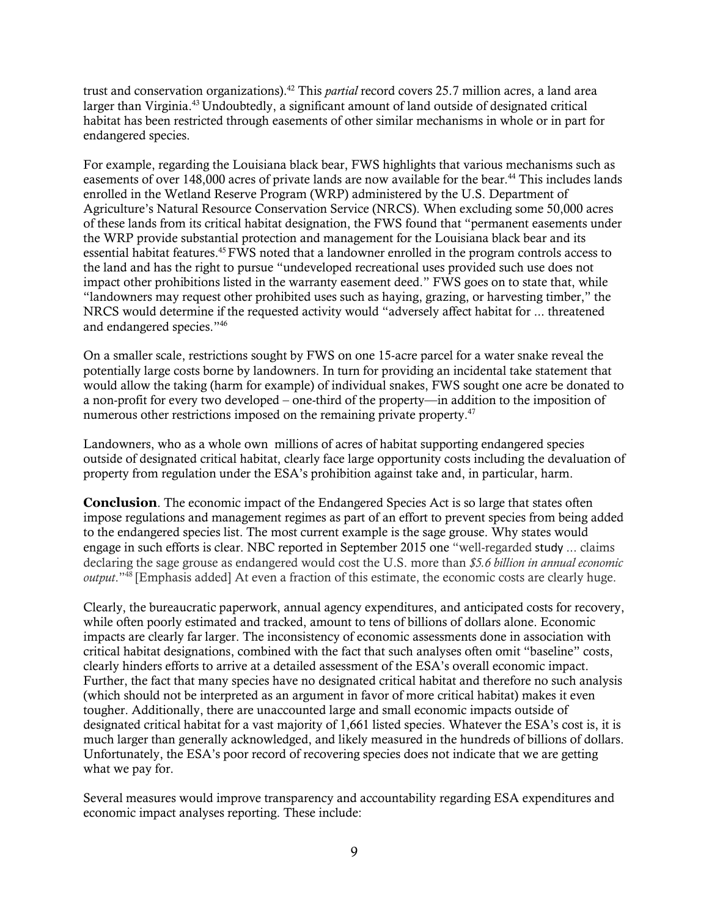trust and conservation organizations).[42] This *partial* record covers 25.7 million acres, a land area larger than Virginia.[43] Undoubtedly, a significant amount of land outside of designated critical habitat has been restricted through easements of other similar mechanisms in whole or in part for endangered species.

For example, regarding the Louisiana black bear, FWS highlights that various mechanisms such as easements of over 148,000 acres of private lands are now available for the bear.[44] This includes lands enrolled in the Wetland Reserve Program (WRP) administered by the U.S. Department of Agriculture's Natural Resource Conservation Service (NRCS). When excluding some 50,000 acres of these lands from its critical habitat designation, the FWS found that "permanent easements under the WRP provide substantial protection and management for the Louisiana black bear and its essential habitat features.[45] FWS noted that a landowner enrolled in the program controls access to the land and has the right to pursue "undeveloped recreational uses provided such use does not impact other prohibitions listed in the warranty easement deed." FWS goes on to state that, while "landowners may request other prohibited uses such as haying, grazing, or harvesting timber," the NRCS would determine if the requested activity would "adversely affect habitat for ... threatened and endangered species."[46]

On a smaller scale, restrictions sought by FWS on one 15-acre parcel for a water snake reveal the potentially large costs borne by landowners. In turn for providing an incidental take statement that would allow the taking (harm for example) of individual snakes, FWS sought one acre be donated to a non-profit for every two developed – one-third of the property—in addition to the imposition of numerous other restrictions imposed on the remaining private property.[47]

Landowners, who as a whole own millions of acres of habitat supporting endangered species outside of designated critical habitat, clearly face large opportunity costs including the devaluation of property from regulation under the ESA's prohibition against take and, in particular, harm.

**Conclusion**. The economic impact of the Endangered Species Act is so large that states often impose regulations and management regimes as part of an effort to prevent species from being added to the endangered species list. The most current example is the sage grouse. Why states would engage in such efforts is clear. NBC reported in September 2015 one "well-regarded study ... claims declaring the sage grouse as endangered would cost the U.S. more than *$5.6 billion in annual economic output*."[48] [Emphasis added] At even a fraction of this estimate, the economic costs are clearly huge.

Clearly, the bureaucratic paperwork, annual agency expenditures, and anticipated costs for recovery, while often poorly estimated and tracked, amount to tens of billions of dollars alone. Economic impacts are clearly far larger. The inconsistency of economic assessments done in association with critical habitat designations, combined with the fact that such analyses often omit "baseline" costs, clearly hinders efforts to arrive at a detailed assessment of the ESA's overall economic impact. Further, the fact that many species have no designated critical habitat and therefore no such analysis (which should not be interpreted as an argument in favor of more critical habitat) makes it even tougher. Additionally, there are unaccounted large and small economic impacts outside of designated critical habitat for a vast majority of 1,661 listed species. Whatever the ESA's cost is, it is much larger than generally acknowledged, and likely measured in the hundreds of billions of dollars. Unfortunately, the ESA's poor record of recovering species does not indicate that we are getting what we pay for.

Several measures would improve transparency and accountability regarding ESA expenditures and economic impact analyses reporting. These include: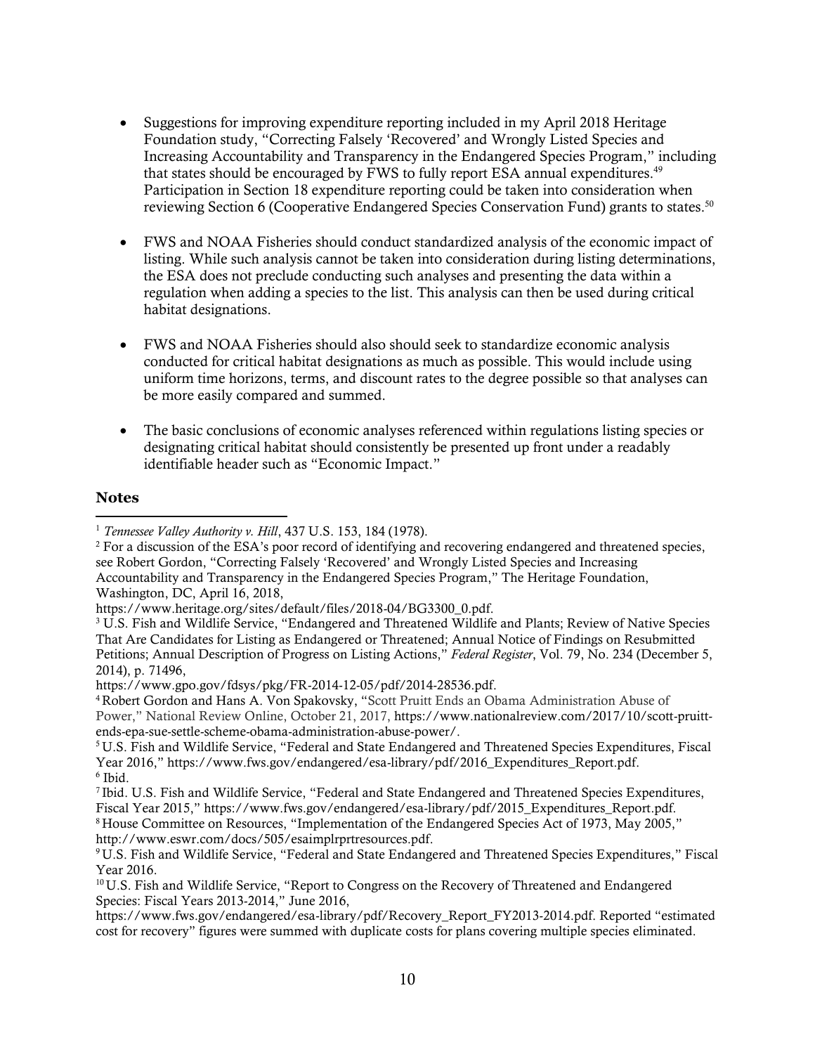- Suggestions for improving expenditure reporting included in my April 2018 Heritage Foundation study, "Correcting Falsely 'Recovered' and Wrongly Listed Species and Increasing Accountability and Transparency in the Endangered Species Program," including that states should be encouraged by FWS to fully report ESA annual expenditures.[49] Participation in Section 18 expenditure reporting could be taken into consideration when reviewing Section 6 (Cooperative Endangered Species Conservation Fund) grants to states.[50]

- FWS and NOAA Fisheries should conduct standardized analysis of the economic impact of listing. While such analysis cannot be taken into consideration during listing determinations, the ESA does not preclude conducting such analyses and presenting the data within a regulation when adding a species to the list. This analysis can then be used during critical habitat designations.

- FWS and NOAA Fisheries should also should seek to standardize economic analysis conducted for critical habitat designations as much as possible. This would include using uniform time horizons, terms, and discount rates to the degree possible so that analyses can be more easily compared and summed.

- The basic conclusions of economic analyses referenced within regulations listing species or designating critical habitat should consistently be presented up front under a readably identifiable header such as "Economic Impact."

### Notes

[1] *Tennessee Valley Authority v. Hill*, 437 U.S. 153, 184 (1978).

[2] For a discussion of the ESA's poor record of identifying and recovering endangered and threatened species, see Robert Gordon, "Correcting Falsely 'Recovered' and Wrongly Listed Species and Increasing Accountability and Transparency in the Endangered Species Program," The Heritage Foundation, Washington, DC, April 16, 2018, https://www.heritage.org/sites/default/files/2018-04/BG3300_0.pdf.

[3] U.S. Fish and Wildlife Service, "Endangered and Threatened Wildlife and Plants; Review of Native Species That Are Candidates for Listing as Endangered or Threatened; Annual Notice of Findings on Resubmitted Petitions; Annual Description of Progress on Listing Actions," *Federal Register*, Vol. 79, No. 234 (December 5, 2014), p. 71496, https://www.gpo.gov/fdsys/pkg/FR-2014-12-05/pdf/2014-28536.pdf.

[4] Robert Gordon and Hans A. Von Spakovsky, "Scott Pruitt Ends an Obama Administration Abuse of Power," National Review Online, October 21, 2017, https://www.nationalreview.com/2017/10/scott-pruitt-ends-epa-sue-settle-scheme-obama-administration-abuse-power/.

[5] U.S. Fish and Wildlife Service, "Federal and State Endangered and Threatened Species Expenditures, Fiscal Year 2016," https://www.fws.gov/endangered/esa-library/pdf/2016_Expenditures_Report.pdf.

[6] Ibid.

[7] Ibid. U.S. Fish and Wildlife Service, "Federal and State Endangered and Threatened Species Expenditures, Fiscal Year 2015," https://www.fws.gov/endangered/esa-library/pdf/2015_Expenditures_Report.pdf.

[8] House Committee on Resources, "Implementation of the Endangered Species Act of 1973, May 2005," http://www.eswr.com/docs/505/esaimplrprtresources.pdf.

[9] U.S. Fish and Wildlife Service, "Federal and State Endangered and Threatened Species Expenditures," Fiscal Year 2016.

[10] U.S. Fish and Wildlife Service, "Report to Congress on the Recovery of Threatened and Endangered Species: Fiscal Years 2013-2014," June 2016, https://www.fws.gov/endangered/esa-library/pdf/Recovery_Report_FY2013-2014.pdf. Reported "estimated cost for recovery" figures were summed with duplicate costs for plans covering multiple species eliminated.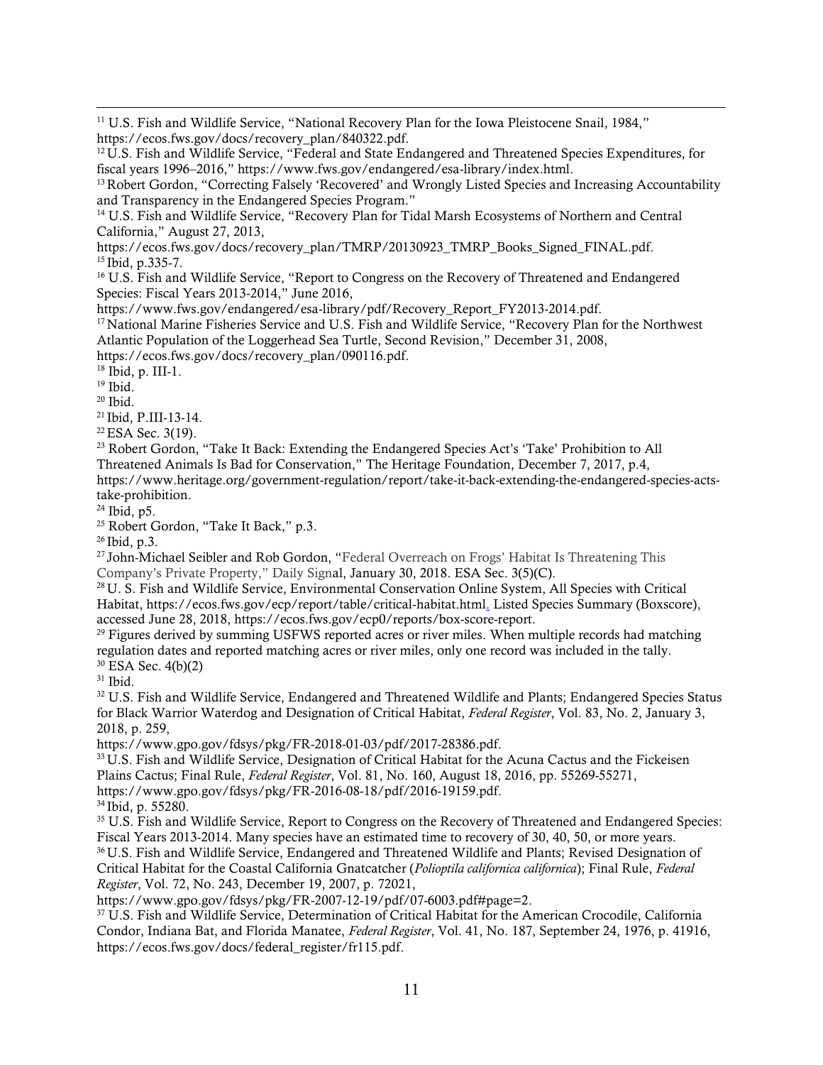[11] U.S. Fish and Wildlife Service, "National Recovery Plan for the Iowa Pleistocene Snail, 1984," https://ecos.fws.gov/docs/recovery_plan/840322.pdf.

[12] U.S. Fish and Wildlife Service, "Federal and State Endangered and Threatened Species Expenditures, for fiscal years 1996–2016," https://www.fws.gov/endangered/esa-library/index.html.

[13] Robert Gordon, "Correcting Falsely 'Recovered' and Wrongly Listed Species and Increasing Accountability and Transparency in the Endangered Species Program."

[14] U.S. Fish and Wildlife Service, "Recovery Plan for Tidal Marsh Ecosystems of Northern and Central California," August 27, 2013, https://ecos.fws.gov/docs/recovery_plan/TMRP/20130923_TMRP_Books_Signed_FINAL.pdf.

[15] Ibid, p.335-7.

[16] U.S. Fish and Wildlife Service, "Report to Congress on the Recovery of Threatened and Endangered Species: Fiscal Years 2013-2014," June 2016, https://www.fws.gov/endangered/esa-library/pdf/Recovery_Report_FY2013-2014.pdf.

[17] National Marine Fisheries Service and U.S. Fish and Wildlife Service, "Recovery Plan for the Northwest Atlantic Population of the Loggerhead Sea Turtle, Second Revision," December 31, 2008, https://ecos.fws.gov/docs/recovery_plan/090116.pdf.

[18] Ibid, p. III-1.

[19] Ibid.

[20] Ibid.

[21] Ibid, P.III-13-14.

[22] ESA Sec. 3(19).

[23] Robert Gordon, "Take It Back: Extending the Endangered Species Act's 'Take' Prohibition to All Threatened Animals Is Bad for Conservation," The Heritage Foundation, December 7, 2017, p.4, https://www.heritage.org/government-regulation/report/take-it-back-extending-the-endangered-species-acts-take-prohibition.

[24] Ibid, p5.

[25] Robert Gordon, "Take It Back," p.3.

[26] Ibid, p.3.

[27] John-Michael Seibler and Rob Gordon, "Federal Overreach on Frogs' Habitat Is Threatening This Company's Private Property," Daily Signal, January 30, 2018. ESA Sec. 3(5)(C).

[28] U. S. Fish and Wildlife Service, Environmental Conservation Online System, All Species with Critical Habitat, https://ecos.fws.gov/ecp/report/table/critical-habitat.html. Listed Species Summary (Boxscore), accessed June 28, 2018, https://ecos.fws.gov/ecp0/reports/box-score-report.

[29] Figures derived by summing USFWS reported acres or river miles. When multiple records had matching regulation dates and reported matching acres or river miles, only one record was included in the tally.

[30] ESA Sec. 4(b)(2)

[31] Ibid.

[32] U.S. Fish and Wildlife Service, Endangered and Threatened Wildlife and Plants; Endangered Species Status for Black Warrior Waterdog and Designation of Critical Habitat, *Federal Register*, Vol. 83, No. 2, January 3, 2018, p. 259, https://www.gpo.gov/fdsys/pkg/FR-2018-01-03/pdf/2017-28386.pdf.

[33] U.S. Fish and Wildlife Service, Designation of Critical Habitat for the Acuna Cactus and the Fickeisen Plains Cactus; Final Rule, *Federal Register*, Vol. 81, No. 160, August 18, 2016, pp. 55269-55271, https://www.gpo.gov/fdsys/pkg/FR-2016-08-18/pdf/2016-19159.pdf.

[34] Ibid, p. 55280.

[35] U.S. Fish and Wildlife Service, Report to Congress on the Recovery of Threatened and Endangered Species: Fiscal Years 2013-2014. Many species have an estimated time to recovery of 30, 40, 50, or more years.

[36] U.S. Fish and Wildlife Service, Endangered and Threatened Wildlife and Plants; Revised Designation of Critical Habitat for the Coastal California Gnatcatcher (*Polioptila californica californica*); Final Rule, *Federal Register*, Vol. 72, No. 243, December 19, 2007, p. 72021, https://www.gpo.gov/fdsys/pkg/FR-2007-12-19/pdf/07-6003.pdf#page=2.

[37] U.S. Fish and Wildlife Service, Determination of Critical Habitat for the American Crocodile, California Condor, Indiana Bat, and Florida Manatee, *Federal Register*, Vol. 41, No. 187, September 24, 1976, p. 41916, https://ecos.fws.gov/docs/federal_register/fr115.pdf.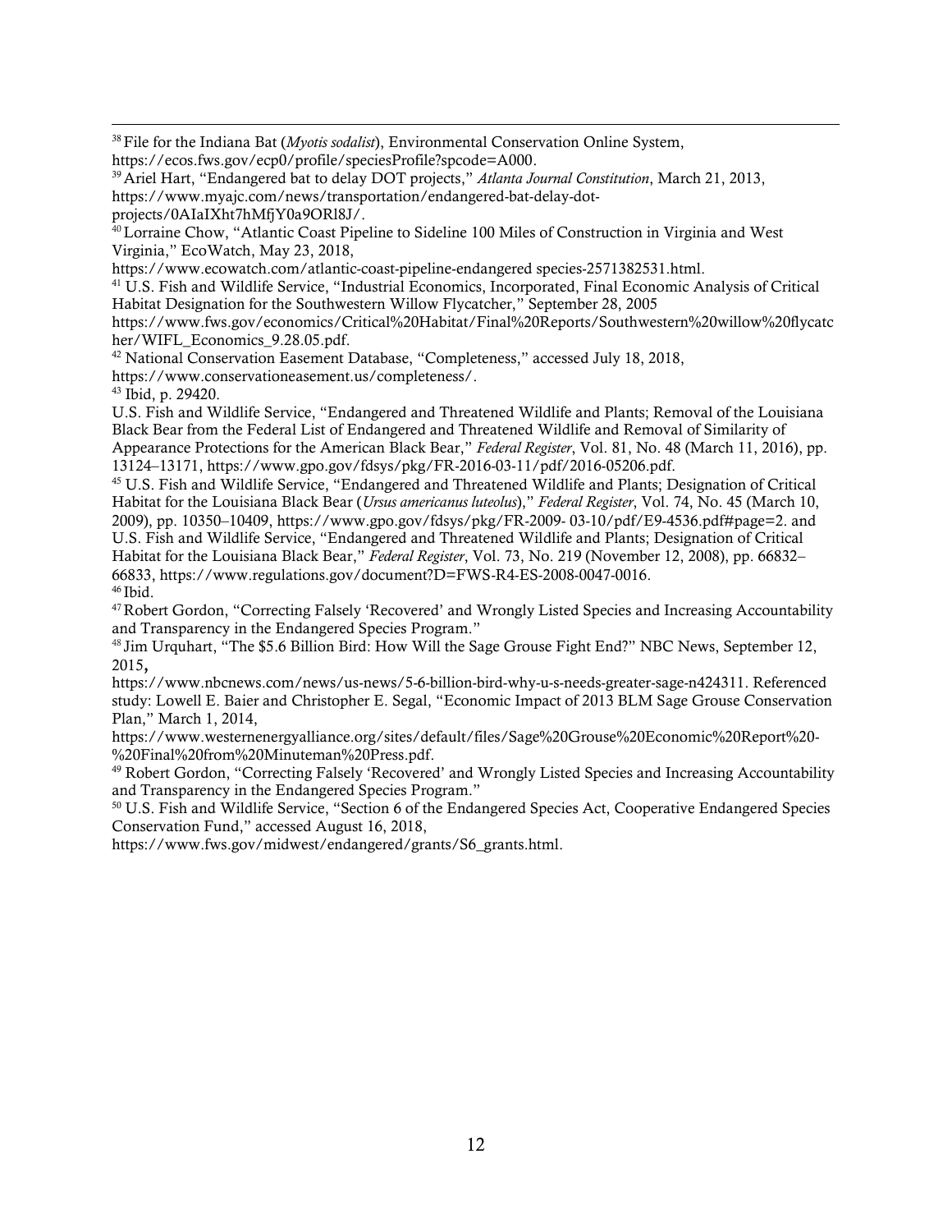[38] File for the Indiana Bat (*Myotis sodalist*), Environmental Conservation Online System, https://ecos.fws.gov/ecp0/profile/speciesProfile?spcode=A000.

[39] Ariel Hart, "Endangered bat to delay DOT projects," *Atlanta Journal Constitution*, March 21, 2013, https://www.myajc.com/news/transportation/endangered-bat-delay-dot-projects/0AIaIXht7hMfjY0a9ORl8J/.

[40] Lorraine Chow, "Atlantic Coast Pipeline to Sideline 100 Miles of Construction in Virginia and West Virginia," EcoWatch, May 23, 2018, https://www.ecowatch.com/atlantic-coast-pipeline-endangered species-2571382531.html.

[41] U.S. Fish and Wildlife Service, "Industrial Economics, Incorporated, Final Economic Analysis of Critical Habitat Designation for the Southwestern Willow Flycatcher," September 28, 2005 https://www.fws.gov/economics/Critical%20Habitat/Final%20Reports/Southwestern%20willow%20flycatcher/WIFL_Economics_9.28.05.pdf.

[42] National Conservation Easement Database, "Completeness," accessed July 18, 2018, https://www.conservationeasement.us/completeness/.

[43] Ibid, p. 29420.

U.S. Fish and Wildlife Service, "Endangered and Threatened Wildlife and Plants; Removal of the Louisiana Black Bear from the Federal List of Endangered and Threatened Wildlife and Removal of Similarity of Appearance Protections for the American Black Bear," *Federal Register*, Vol. 81, No. 48 (March 11, 2016), pp. 13124–13171, https://www.gpo.gov/fdsys/pkg/FR-2016-03-11/pdf/2016-05206.pdf.

[45] U.S. Fish and Wildlife Service, "Endangered and Threatened Wildlife and Plants; Designation of Critical Habitat for the Louisiana Black Bear (*Ursus americanus luteolus*)," *Federal Register*, Vol. 74, No. 45 (March 10, 2009), pp. 10350–10409, https://www.gpo.gov/fdsys/pkg/FR-2009- 03-10/pdf/E9-4536.pdf#page=2. and U.S. Fish and Wildlife Service, "Endangered and Threatened Wildlife and Plants; Designation of Critical Habitat for the Louisiana Black Bear," *Federal Register*, Vol. 73, No. 219 (November 12, 2008), pp. 66832–66833, https://www.regulations.gov/document?D=FWS-R4-ES-2008-0047-0016.

[46] Ibid.

[47] Robert Gordon, "Correcting Falsely 'Recovered' and Wrongly Listed Species and Increasing Accountability and Transparency in the Endangered Species Program."

[48] Jim Urquhart, "The $5.6 Billion Bird: How Will the Sage Grouse Fight End?" NBC News, September 12, 2015, https://www.nbcnews.com/news/us-news/5-6-billion-bird-why-u-s-needs-greater-sage-n424311. Referenced study: Lowell E. Baier and Christopher E. Segal, "Economic Impact of 2013 BLM Sage Grouse Conservation Plan," March 1, 2014, https://www.westernenergyalliance.org/sites/default/files/Sage%20Grouse%20Economic%20Report%20-%20Final%20from%20Minuteman%20Press.pdf.

[49] Robert Gordon, "Correcting Falsely 'Recovered' and Wrongly Listed Species and Increasing Accountability and Transparency in the Endangered Species Program."

[50] U.S. Fish and Wildlife Service, "Section 6 of the Endangered Species Act, Cooperative Endangered Species Conservation Fund," accessed August 16, 2018, https://www.fws.gov/midwest/endangered/grants/S6_grants.html.